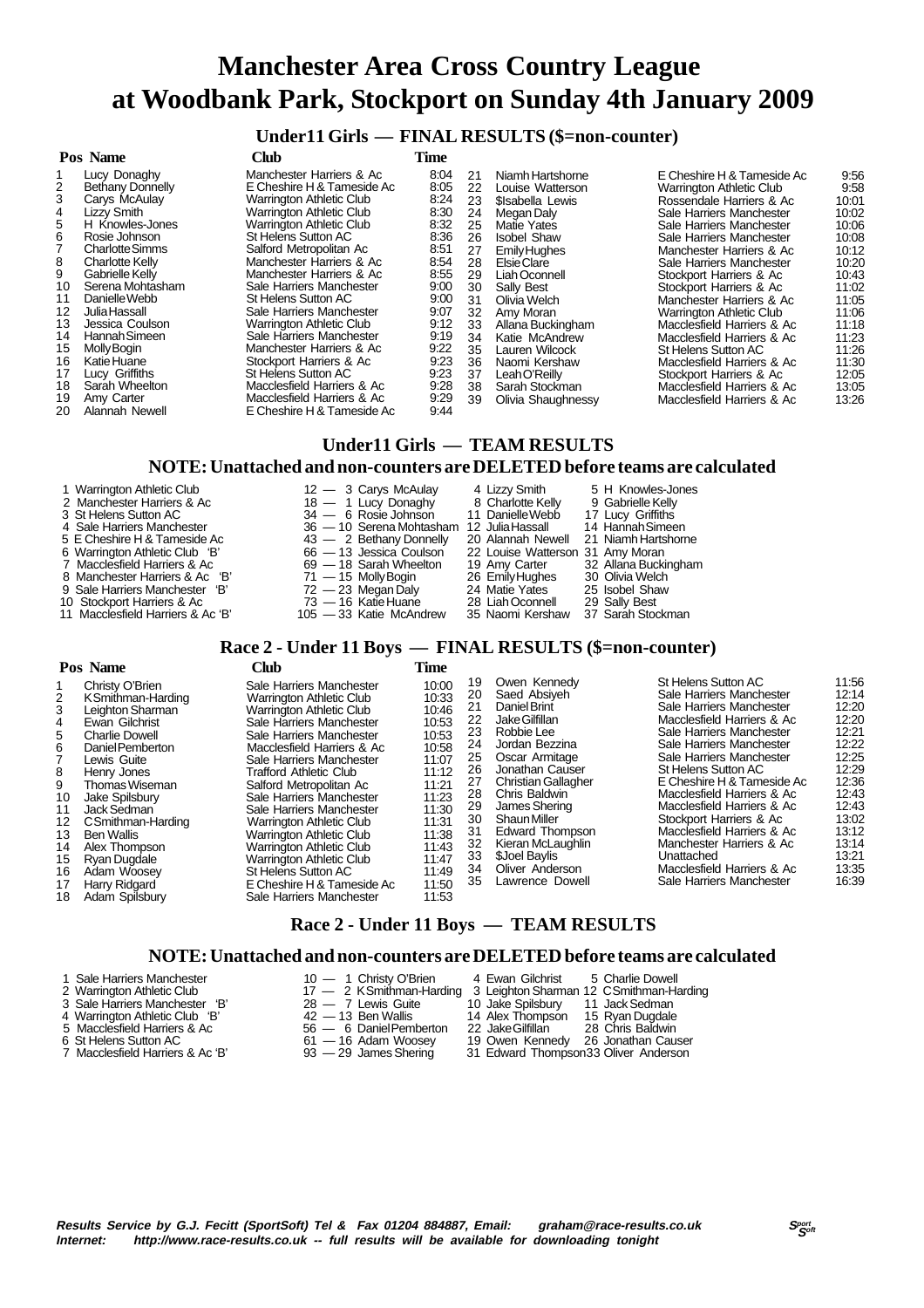# Manchester Area Cross Country League
# at Woodbank Park, Stockport on Sunday 4th January 2009

## Under11 Girls — FINAL RESULTS ($=non-counter)

| Pos | Name | Club | Time |
|---|---|---|---|
| 1 | Lucy Donaghy | Manchester Harriers & Ac | 8:04 |
| 2 | Bethany Donnelly | E Cheshire H & Tameside Ac | 8:05 |
| 3 | Carys McAulay | Warrington Athletic Club | 8:24 |
| 4 | Lizzy Smith | Warrington Athletic Club | 8:30 |
| 5 | H Knowles-Jones | Warrington Athletic Club | 8:32 |
| 6 | Rosie Johnson | St Helens Sutton AC | 8:36 |
| 7 | Charlotte Simms | Salford Metropolitan Ac | 8:51 |
| 8 | Charlotte Kelly | Manchester Harriers & Ac | 8:54 |
| 9 | Gabrielle Kelly | Manchester Harriers & Ac | 8:55 |
| 10 | Serena Mohtasham | Sale Harriers Manchester | 9:00 |
| 11 | Danielle Webb | St Helens Sutton AC | 9:00 |
| 12 | Julia Hassall | Sale Harriers Manchester | 9:07 |
| 13 | Jessica Coulson | Warrington Athletic Club | 9:12 |
| 14 | Hannah Simeen | Sale Harriers Manchester | 9:19 |
| 15 | Molly Bogin | Manchester Harriers & Ac | 9:22 |
| 16 | Katie Huane | Stockport Harriers & Ac | 9:23 |
| 17 | Lucy Griffiths | St Helens Sutton AC | 9:23 |
| 18 | Sarah Wheelton | Macclesfield Harriers & Ac | 9:28 |
| 19 | Amy Carter | Macclesfield Harriers & Ac | 9:29 |
| 20 | Alannah Newell | E Cheshire H & Tameside Ac | 9:44 |
| 21 | Niamh Hartshorne | E Cheshire H & Tameside Ac | 9:56 |
| 22 | Louise Watterson | Warrington Athletic Club | 9:58 |
| 23 | $Isabella Lewis | Rossendale Harriers & Ac | 10:01 |
| 24 | Megan Daly | Sale Harriers Manchester | 10:02 |
| 25 | Matie Yates | Sale Harriers Manchester | 10:06 |
| 26 | Isobel Shaw | Sale Harriers Manchester | 10:08 |
| 27 | Emily Hughes | Manchester Harriers & Ac | 10:12 |
| 28 | Elsie Clare | Sale Harriers Manchester | 10:20 |
| 29 | Liah Oconnell | Stockport Harriers & Ac | 10:43 |
| 30 | Sally Best | Stockport Harriers & Ac | 11:02 |
| 31 | Olivia Welch | Manchester Harriers & Ac | 11:05 |
| 32 | Amy Moran | Warrington Athletic Club | 11:06 |
| 33 | Allana Buckingham | Macclesfield Harriers & Ac | 11:18 |
| 34 | Katie McAndrew | Macclesfield Harriers & Ac | 11:23 |
| 35 | Lauren Wilcock | St Helens Sutton AC | 11:26 |
| 36 | Naomi Kershaw | Macclesfield Harriers & Ac | 11:30 |
| 37 | Leah O'Reilly | Stockport Harriers & Ac | 12:05 |
| 38 | Sarah Stockman | Macclesfield Harriers & Ac | 13:05 |
| 39 | Olivia Shaughnessy | Macclesfield Harriers & Ac | 13:26 |

## Under11 Girls — TEAM RESULTS

### NOTE: Unattached and non-counters are DELETED before teams are calculated

| | Team | Points | | | |
|---|---|---|---|---|---|
| 1 | Warrington Athletic Club | 12 | 3 Carys McAulay | 4 Lizzy Smith | 5 H Knowles-Jones |
| 2 | Manchester Harriers & Ac | 18 | 1 Lucy Donaghy | 8 Charlotte Kelly | 9 Gabrielle Kelly |
| 3 | St Helens Sutton AC | 34 | 6 Rosie Johnson | 11 Danielle Webb | 17 Lucy Griffiths |
| 4 | Sale Harriers Manchester | 36 | 10 Serena Mohtasham | 12 Julia Hassall | 14 Hannah Simeen |
| 5 | E Cheshire H & Tameside Ac | 43 | 2 Bethany Donnelly | 20 Alannah Newell | 21 Niamh Hartshorne |
| 6 | Warrington Athletic Club 'B' | 66 | 13 Jessica Coulson | 22 Louise Watterson | 31 Amy Moran |
| 7 | Macclesfield Harriers & Ac | 69 | 18 Sarah Wheelton | 19 Amy Carter | 32 Allana Buckingham |
| 8 | Manchester Harriers & Ac 'B' | 71 | 15 Molly Bogin | 26 Emily Hughes | 30 Olivia Welch |
| 9 | Sale Harriers Manchester 'B' | 72 | 23 Megan Daly | 24 Matie Yates | 25 Isobel Shaw |
| 10 | Stockport Harriers & Ac | 73 | 16 Katie Huane | 28 Liah Oconnell | 29 Sally Best |
| 11 | Macclesfield Harriers & Ac 'B' | 105 | 33 Katie McAndrew | 35 Naomi Kershaw | 37 Sarah Stockman |

## Race 2 - Under 11 Boys — FINAL RESULTS ($=non-counter)

| Pos | Name | Club | Time |
|---|---|---|---|
| 1 | Christy O'Brien | Sale Harriers Manchester | 10:00 |
| 2 | K Smithman-Harding | Warrington Athletic Club | 10:33 |
| 3 | Leighton Sharman | Warrington Athletic Club | 10:46 |
| 4 | Ewan Gilchrist | Sale Harriers Manchester | 10:53 |
| 5 | Charlie Dowell | Sale Harriers Manchester | 10:53 |
| 6 | Daniel Pemberton | Macclesfield Harriers & Ac | 10:58 |
| 7 | Lewis Guite | Sale Harriers Manchester | 11:07 |
| 8 | Henry Jones | Trafford Athletic Club | 11:12 |
| 9 | Thomas Wiseman | Salford Metropolitan Ac | 11:21 |
| 10 | Jake Spilsbury | Sale Harriers Manchester | 11:23 |
| 11 | Jack Sedman | Sale Harriers Manchester | 11:30 |
| 12 | C Smithman-Harding | Warrington Athletic Club | 11:31 |
| 13 | Ben Wallis | Warrington Athletic Club | 11:38 |
| 14 | Alex Thompson | Warrington Athletic Club | 11:43 |
| 15 | Ryan Dugdale | Warrington Athletic Club | 11:47 |
| 16 | Adam Woosey | St Helens Sutton AC | 11:49 |
| 17 | Harry Ridgard | E Cheshire H & Tameside Ac | 11:50 |
| 18 | Adam Spilsbury | Sale Harriers Manchester | 11:53 |
| 19 | Owen Kennedy | St Helens Sutton AC | 11:56 |
| 20 | Saed Absiyeh | Sale Harriers Manchester | 12:14 |
| 21 | Daniel Brint | Sale Harriers Manchester | 12:20 |
| 22 | Jake Gilfillan | Macclesfield Harriers & Ac | 12:20 |
| 23 | Robbie Lee | Sale Harriers Manchester | 12:21 |
| 24 | Jordan Bezzina | Sale Harriers Manchester | 12:22 |
| 25 | Oscar Armitage | Sale Harriers Manchester | 12:25 |
| 26 | Jonathan Causer | St Helens Sutton AC | 12:29 |
| 27 | Christian Gallagher | E Cheshire H & Tameside Ac | 12:36 |
| 28 | Chris Baldwin | Macclesfield Harriers & Ac | 12:43 |
| 29 | James Shering | Macclesfield Harriers & Ac | 12:43 |
| 30 | Shaun Miller | Stockport Harriers & Ac | 13:02 |
| 31 | Edward Thompson | Macclesfield Harriers & Ac | 13:12 |
| 32 | Kieran McLaughlin | Manchester Harriers & Ac | 13:14 |
| 33 | $Joel Baylis | Unattached | 13:21 |
| 34 | Oliver Anderson | Macclesfield Harriers & Ac | 13:35 |
| 35 | Lawrence Dowell | Sale Harriers Manchester | 16:39 |

## Race 2 - Under 11 Boys — TEAM RESULTS

### NOTE: Unattached and non-counters are DELETED before teams are calculated

| | Team | Points | | | |
|---|---|---|---|---|---|
| 1 | Sale Harriers Manchester | 10 | 1 Christy O'Brien | 4 Ewan Gilchrist | 5 Charlie Dowell |
| 2 | Warrington Athletic Club | 17 | 2 K Smithman-Harding | 3 Leighton Sharman | 12 C Smithman-Harding |
| 3 | Sale Harriers Manchester 'B' | 28 | 7 Lewis Guite | 10 Jake Spilsbury | 11 Jack Sedman |
| 4 | Warrington Athletic Club 'B' | 42 | 13 Ben Wallis | 14 Alex Thompson | 15 Ryan Dugdale |
| 5 | Macclesfield Harriers & Ac | 56 | 6 Daniel Pemberton | 22 Jake Gilfillan | 28 Chris Baldwin |
| 6 | St Helens Sutton AC | 61 | 16 Adam Woosey | 19 Owen Kennedy | 26 Jonathan Causer |
| 7 | Macclesfield Harriers & Ac 'B' | 93 | 29 James Shering | 31 Edward Thompson | 33 Oliver Anderson |

*Results Service by G.J. Fecitt (SportSoft) Tel & Fax 01204 884887, Email: graham@race-results.co.uk*
*Internet: http://www.race-results.co.uk -- full results will be available for downloading tonight*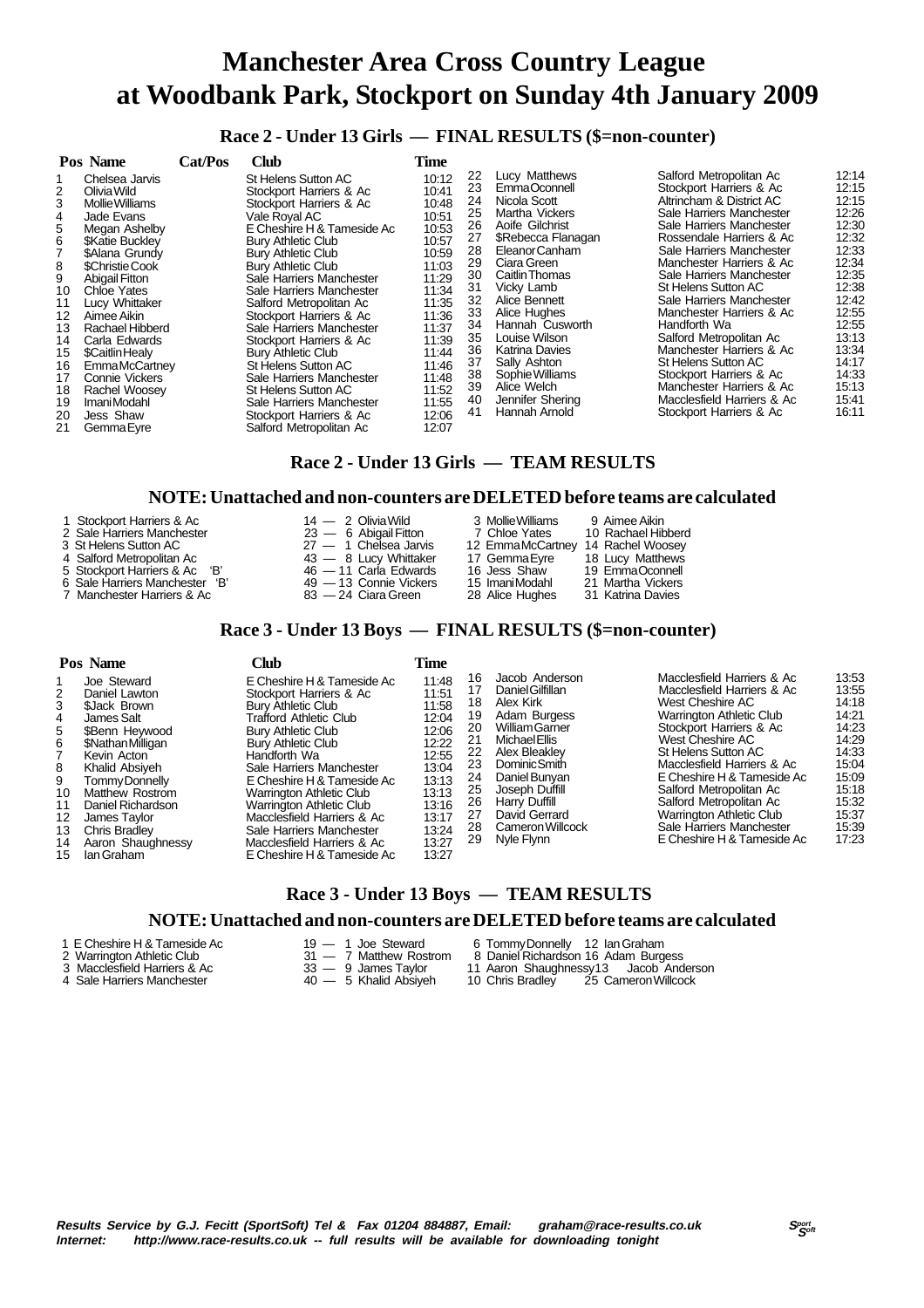# Manchester Area Cross Country League
# at Woodbank Park, Stockport on Sunday 4th January 2009

## Race 2 - Under 13 Girls — FINAL RESULTS ($=non-counter)

| Pos | Name | Cat/Pos | Club | Time |
|---|---|---|---|---|
| 1 | Chelsea Jarvis | | St Helens Sutton AC | 10:12 |
| 2 | Olivia Wild | | Stockport Harriers & Ac | 10:41 |
| 3 | Mollie Williams | | Stockport Harriers & Ac | 10:48 |
| 4 | Jade Evans | | Vale Royal AC | 10:51 |
| 5 | Megan Ashelby | | E Cheshire H & Tameside Ac | 10:53 |
| 6 | $Katie Buckley | | Bury Athletic Club | 10:57 |
| 7 | $Alana Grundy | | Bury Athletic Club | 10:59 |
| 8 | $Christie Cook | | Bury Athletic Club | 11:03 |
| 9 | Abigail Fitton | | Sale Harriers Manchester | 11:29 |
| 10 | Chloe Yates | | Sale Harriers Manchester | 11:34 |
| 11 | Lucy Whittaker | | Salford Metropolitan Ac | 11:35 |
| 12 | Aimee Aikin | | Stockport Harriers & Ac | 11:36 |
| 13 | Rachael Hibberd | | Sale Harriers Manchester | 11:37 |
| 14 | Carla Edwards | | Stockport Harriers & Ac | 11:39 |
| 15 | $Caitlin Healy | | Bury Athletic Club | 11:44 |
| 16 | Emma McCartney | | St Helens Sutton AC | 11:46 |
| 17 | Connie Vickers | | Sale Harriers Manchester | 11:48 |
| 18 | Rachel Woosey | | St Helens Sutton AC | 11:52 |
| 19 | Imani Modahl | | Sale Harriers Manchester | 11:55 |
| 20 | Jess Shaw | | Stockport Harriers & Ac | 12:06 |
| 21 | Gemma Eyre | | Salford Metropolitan Ac | 12:07 |
| 22 | Lucy Matthews | | Salford Metropolitan Ac | 12:14 |
| 23 | Emma Oconnell | | Stockport Harriers & Ac | 12:15 |
| 24 | Nicola Scott | | Altrincham & District AC | 12:15 |
| 25 | Martha Vickers | | Sale Harriers Manchester | 12:26 |
| 26 | Aoife Gilchrist | | Sale Harriers Manchester | 12:30 |
| 27 | $Rebecca Flanagan | | Rossendale Harriers & Ac | 12:32 |
| 28 | Eleanor Canham | | Sale Harriers Manchester | 12:33 |
| 29 | Ciara Green | | Manchester Harriers & Ac | 12:34 |
| 30 | Caitlin Thomas | | Sale Harriers Manchester | 12:35 |
| 31 | Vicky Lamb | | St Helens Sutton AC | 12:38 |
| 32 | Alice Bennett | | Sale Harriers Manchester | 12:42 |
| 33 | Alice Hughes | | Manchester Harriers & Ac | 12:55 |
| 34 | Hannah Cusworth | | Handforth Wa | 12:55 |
| 35 | Louise Wilson | | Salford Metropolitan Ac | 13:13 |
| 36 | Katrina Davies | | Manchester Harriers & Ac | 13:34 |
| 37 | Sally Ashton | | St Helens Sutton AC | 14:17 |
| 38 | Sophie Williams | | Stockport Harriers & Ac | 14:33 |
| 39 | Alice Welch | | Manchester Harriers & Ac | 15:13 |
| 40 | Jennifer Shering | | Macclesfield Harriers & Ac | 15:41 |
| 41 | Hannah Arnold | | Stockport Harriers & Ac | 16:11 |

## Race 2 - Under 13 Girls — TEAM RESULTS

### NOTE: Unattached and non-counters are DELETED before teams are calculated

| Pos | Team | Points | | | |
|---|---|---|---|---|---|
| 1 | Stockport Harriers & Ac | 14 — 2 Olivia Wild | 3 Mollie Williams | 9 Aimee Aikin | |
| 2 | Sale Harriers Manchester | 23 — 6 Abigail Fitton | 7 Chloe Yates | 10 Rachael Hibberd | |
| 3 | St Helens Sutton AC | 27 — 1 Chelsea Jarvis | 12 Emma McCartney | 14 Rachel Woosey | |
| 4 | Salford Metropolitan Ac | 43 — 8 Lucy Whittaker | 17 Gemma Eyre | 18 Lucy Matthews | |
| 5 | Stockport Harriers & Ac 'B' | 46 — 11 Carla Edwards | 16 Jess Shaw | 19 Emma Oconnell | |
| 6 | Sale Harriers Manchester 'B' | 49 — 13 Connie Vickers | 15 Imani Modahl | 21 Martha Vickers | |
| 7 | Manchester Harriers & Ac | 83 — 24 Ciara Green | 28 Alice Hughes | 31 Katrina Davies | |

## Race 3 - Under 13 Boys — FINAL RESULTS ($=non-counter)

| Pos | Name | Club | Time |
|---|---|---|---|
| 1 | Joe Steward | E Cheshire H & Tameside Ac | 11:48 |
| 2 | Daniel Lawton | Stockport Harriers & Ac | 11:51 |
| 3 | $Jack Brown | Bury Athletic Club | 11:58 |
| 4 | James Salt | Trafford Athletic Club | 12:04 |
| 5 | $Benn Heywood | Bury Athletic Club | 12:06 |
| 6 | $Nathan Milligan | Bury Athletic Club | 12:22 |
| 7 | Kevin Acton | Handforth Wa | 12:55 |
| 8 | Khalid Absiyeh | Sale Harriers Manchester | 13:04 |
| 9 | Tommy Donnelly | E Cheshire H & Tameside Ac | 13:13 |
| 10 | Matthew Rostrom | Warrington Athletic Club | 13:13 |
| 11 | Daniel Richardson | Warrington Athletic Club | 13:16 |
| 12 | James Taylor | Macclesfield Harriers & Ac | 13:17 |
| 13 | Chris Bradley | Sale Harriers Manchester | 13:24 |
| 14 | Aaron Shaughnessy | Macclesfield Harriers & Ac | 13:27 |
| 15 | Ian Graham | E Cheshire H & Tameside Ac | 13:27 |
| 16 | Jacob Anderson | Macclesfield Harriers & Ac | 13:53 |
| 17 | Daniel Gilfillan | Macclesfield Harriers & Ac | 13:55 |
| 18 | Alex Kirk | West Cheshire AC | 14:18 |
| 19 | Adam Burgess | Warrington Athletic Club | 14:21 |
| 20 | William Garner | Stockport Harriers & Ac | 14:23 |
| 21 | Michael Ellis | West Cheshire AC | 14:29 |
| 22 | Alex Bleakley | St Helens Sutton AC | 14:33 |
| 23 | Dominic Smith | Macclesfield Harriers & Ac | 15:04 |
| 24 | Daniel Bunyan | E Cheshire H & Tameside Ac | 15:09 |
| 25 | Joseph Duffill | Salford Metropolitan Ac | 15:18 |
| 26 | Harry Duffill | Salford Metropolitan Ac | 15:32 |
| 27 | David Gerrard | Warrington Athletic Club | 15:37 |
| 28 | Cameron Willcock | Sale Harriers Manchester | 15:39 |
| 29 | Nyle Flynn | E Cheshire H & Tameside Ac | 17:23 |

## Race 3 - Under 13 Boys — TEAM RESULTS

### NOTE: Unattached and non-counters are DELETED before teams are calculated

| Pos | Team | Points | | |
|---|---|---|---|---|
| 1 | E Cheshire H & Tameside Ac | 19 — 1 Joe Steward | 6 Tommy Donnelly | 12 Ian Graham |
| 2 | Warrington Athletic Club | 31 — 7 Matthew Rostrom | 8 Daniel Richardson | 16 Adam Burgess |
| 3 | Macclesfield Harriers & Ac | 33 — 9 James Taylor | 11 Aaron Shaughnessy | 13 Jacob Anderson |
| 4 | Sale Harriers Manchester | 40 — 5 Khalid Absiyeh | 10 Chris Bradley | 25 Cameron Willcock |

***Results Service by G.J. Fecitt (SportSoft) Tel & Fax 01204 884887, Email: graham@race-results.co.uk***
***Internet: http://www.race-results.co.uk -- full results will be available for downloading tonight***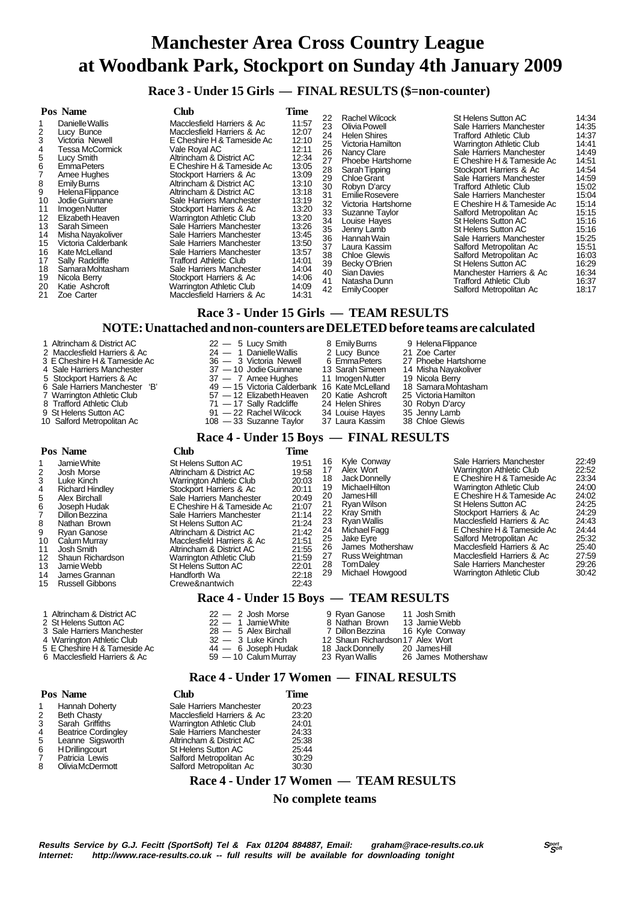# Manchester Area Cross Country League at Woodbank Park, Stockport on Sunday 4th January 2009

## Race 3 - Under 15 Girls — FINAL RESULTS ($=non-counter)

| Pos | Name | Club | Time |
|---|---|---|---|
| 1 | Danielle Wallis | Macclesfield Harriers & Ac | 11:57 |
| 2 | Lucy Bunce | Macclesfield Harriers & Ac | 12:07 |
| 3 | Victoria Newell | E Cheshire H & Tameside Ac | 12:10 |
| 4 | Tessa McCormick | Vale Royal AC | 12:11 |
| 5 | Lucy Smith | Altrincham & District AC | 12:34 |
| 6 | Emma Peters | E Cheshire H & Tameside Ac | 13:05 |
| 7 | Amee Hughes | Stockport Harriers & Ac | 13:09 |
| 8 | Emily Burns | Altrincham & District AC | 13:10 |
| 9 | Helena Flippance | Altrincham & District AC | 13:18 |
| 10 | Jodie Guinnane | Sale Harriers Manchester | 13:19 |
| 11 | Imogen Nutter | Stockport Harriers & Ac | 13:20 |
| 12 | Elizabeth Heaven | Warrington Athletic Club | 13:20 |
| 13 | Sarah Simeen | Sale Harriers Manchester | 13:26 |
| 14 | Misha Nayakoliver | Sale Harriers Manchester | 13:45 |
| 15 | Victoria Calderbank | Sale Harriers Manchester | 13:50 |
| 16 | Kate McLelland | Sale Harriers Manchester | 13:57 |
| 17 | Sally Radcliffe | Trafford Athletic Club | 14:01 |
| 18 | Samara Mohtasham | Sale Harriers Manchester | 14:04 |
| 19 | Nicola Berry | Stockport Harriers & Ac | 14:06 |
| 20 | Katie Ashcroft | Warrington Athletic Club | 14:09 |
| 21 | Zoe Carter | Macclesfield Harriers & Ac | 14:31 |
| 22 | Rachel Wilcock | St Helens Sutton AC | 14:34 |
| 23 | Olivia Powell | Sale Harriers Manchester | 14:35 |
| 24 | Helen Shires | Trafford Athletic Club | 14:37 |
| 25 | Victoria Hamilton | Warrington Athletic Club | 14:41 |
| 26 | Nancy Clare | Sale Harriers Manchester | 14:49 |
| 27 | Phoebe Hartshorne | E Cheshire H & Tameside Ac | 14:51 |
| 28 | Sarah Tipping | Stockport Harriers & Ac | 14:54 |
| 29 | Chloe Grant | Sale Harriers Manchester | 14:59 |
| 30 | Robyn D'arcy | Trafford Athletic Club | 15:02 |
| 31 | Emilie Rosevere | Sale Harriers Manchester | 15:04 |
| 32 | Victoria Hartshorne | E Cheshire H & Tameside Ac | 15:14 |
| 33 | Suzanne Taylor | Salford Metropolitan Ac | 15:15 |
| 34 | Louise Hayes | St Helens Sutton AC | 15:16 |
| 35 | Jenny Lamb | St Helens Sutton AC | 15:16 |
| 36 | Hannah Wain | Sale Harriers Manchester | 15:25 |
| 37 | Laura Kassim | Salford Metropolitan Ac | 15:51 |
| 38 | Chloe Glewis | Salford Metropolitan Ac | 16:03 |
| 39 | Becky O'Brien | St Helens Sutton AC | 16:29 |
| 40 | Sian Davies | Manchester Harriers & Ac | 16:34 |
| 41 | Natasha Dunn | Trafford Athletic Club | 16:37 |
| 42 | Emily Cooper | Salford Metropolitan Ac | 18:17 |

## Race 3 - Under 15 Girls — TEAM RESULTS

### NOTE: Unattached and non-counters are DELETED before teams are calculated

| Pos | Team | Points | | | |
|---|---|---|---|---|---|
| 1 | Altrincham & District AC | 22 — 5 Lucy Smith | 8 Emily Burns | 9 Helena Flippance | |
| 2 | Macclesfield Harriers & Ac | 24 — 1 Danielle Wallis | 2 Lucy Bunce | 21 Zoe Carter | |
| 3 | E Cheshire H & Tameside Ac | 36 — 3 Victoria Newell | 6 Emma Peters | 27 Phoebe Hartshorne | |
| 4 | Sale Harriers Manchester | 37 — 10 Jodie Guinnane | 13 Sarah Simeen | 14 Misha Nayakoliver | |
| 5 | Stockport Harriers & Ac | 37 — 7 Amee Hughes | 11 Imogen Nutter | 19 Nicola Berry | |
| 6 | Sale Harriers Manchester 'B' | 49 — 15 Victoria Calderbank | 16 Kate McLelland | 18 Samara Mohtasham | |
| 7 | Warrington Athletic Club | 57 — 12 Elizabeth Heaven | 20 Katie Ashcroft | 25 Victoria Hamilton | |
| 8 | Trafford Athletic Club | 71 — 17 Sally Radcliffe | 24 Helen Shires | 30 Robyn D'arcy | |
| 9 | St Helens Sutton AC | 91 — 22 Rachel Wilcock | 34 Louise Hayes | 35 Jenny Lamb | |
| 10 | Salford Metropolitan Ac | 108 — 33 Suzanne Taylor | 37 Laura Kassim | 38 Chloe Glewis | |

## Race 4 - Under 15 Boys — FINAL RESULTS

| Pos | Name | Club | Time |
|---|---|---|---|
| 1 | Jamie White | St Helens Sutton AC | 19:51 |
| 2 | Josh Morse | Altrincham & District AC | 19:58 |
| 3 | Luke Kinch | Warrington Athletic Club | 20:03 |
| 4 | Richard Hindley | Stockport Harriers & Ac | 20:11 |
| 5 | Alex Birchall | Sale Harriers Manchester | 20:49 |
| 6 | Joseph Hudak | E Cheshire H & Tameside Ac | 21:07 |
| 7 | Dillon Bezzina | Sale Harriers Manchester | 21:14 |
| 8 | Nathan Brown | St Helens Sutton AC | 21:24 |
| 9 | Ryan Ganose | Altrincham & District AC | 21:42 |
| 10 | Calum Murray | Macclesfield Harriers & Ac | 21:51 |
| 11 | Josh Smith | Altrincham & District AC | 21:55 |
| 12 | Shaun Richardson | Warrington Athletic Club | 21:59 |
| 13 | Jamie Webb | St Helens Sutton AC | 22:01 |
| 14 | James Grannan | Handforth Wa | 22:18 |
| 15 | Russell Gibbons | Crewe&nantwich | 22:43 |
| 16 | Kyle Conway | Sale Harriers Manchester | 22:49 |
| 17 | Alex Wort | Warrington Athletic Club | 22:52 |
| 18 | Jack Donnelly | E Cheshire H & Tameside Ac | 23:34 |
| 19 | Michael Hilton | Warrington Athletic Club | 24:00 |
| 20 | James Hill | E Cheshire H & Tameside Ac | 24:02 |
| 21 | Ryan Wilson | St Helens Sutton AC | 24:25 |
| 22 | Kray Smith | Stockport Harriers & Ac | 24:29 |
| 23 | Ryan Wallis | Macclesfield Harriers & Ac | 24:43 |
| 24 | Michael Fagg | E Cheshire H & Tameside Ac | 24:44 |
| 25 | Jake Eyre | Salford Metropolitan Ac | 25:32 |
| 26 | James Mothershaw | Macclesfield Harriers & Ac | 25:40 |
| 27 | Russ Weightman | Macclesfield Harriers & Ac | 27:59 |
| 28 | Tom Daley | Sale Harriers Manchester | 29:26 |
| 29 | Michael Howgood | Warrington Athletic Club | 30:42 |

## Race 4 - Under 15 Boys — TEAM RESULTS

| Pos | Team | Points | | |
|---|---|---|---|---|
| 1 | Altrincham & District AC | 22 — 2 Josh Morse | 9 Ryan Ganose | 11 Josh Smith |
| 2 | St Helens Sutton AC | 22 — 1 Jamie White | 8 Nathan Brown | 13 Jamie Webb |
| 3 | Sale Harriers Manchester | 28 — 5 Alex Birchall | 7 Dillon Bezzina | 16 Kyle Conway |
| 4 | Warrington Athletic Club | 32 — 3 Luke Kinch | 12 Shaun Richardson | 17 Alex Wort |
| 5 | E Cheshire H & Tameside Ac | 44 — 6 Joseph Hudak | 18 Jack Donnelly | 20 James Hill |
| 6 | Macclesfield Harriers & Ac | 59 — 10 Calum Murray | 23 Ryan Wallis | 26 James Mothershaw |

## Race 4 - Under 17 Women — FINAL RESULTS

| Pos | Name | Club | Time |
|---|---|---|---|
| 1 | Hannah Doherty | Sale Harriers Manchester | 20:23 |
| 2 | Beth Chasty | Macclesfield Harriers & Ac | 23:20 |
| 3 | Sarah Griffiths | Warrington Athletic Club | 24:01 |
| 4 | Beatrice Cordingley | Sale Harriers Manchester | 24:33 |
| 5 | Leanne Sigsworth | Altrincham & District AC | 25:38 |
| 6 | H Drillingcourt | St Helens Sutton AC | 25:44 |
| 7 | Patricia Lewis | Salford Metropolitan Ac | 30:29 |
| 8 | Olivia McDermott | Salford Metropolitan Ac | 30:30 |

## Race 4 - Under 17 Women — TEAM RESULTS

**No complete teams**

*Results Service by G.J. Fecitt (SportSoft) Tel & Fax 01204 884887, Email: graham@race-results.co.uk*
*Internet: http://www.race-results.co.uk -- full results will be available for downloading tonight*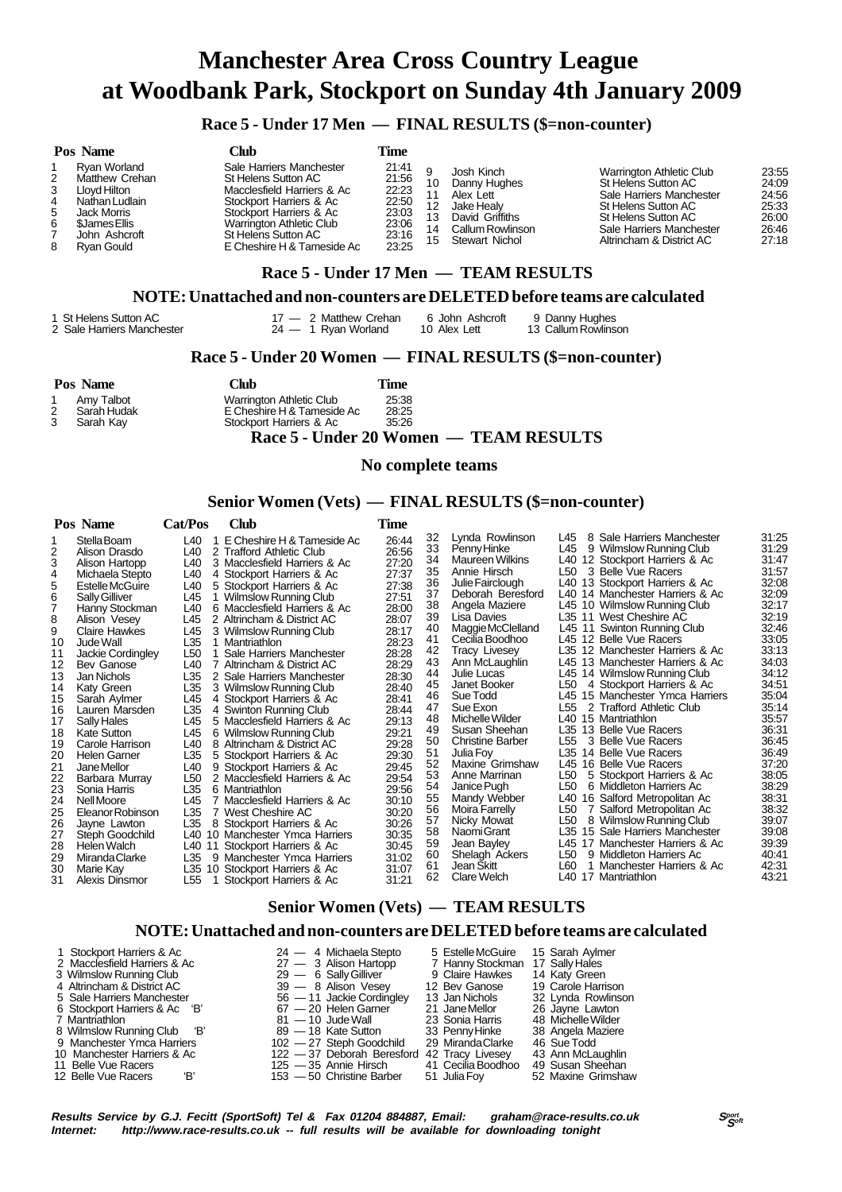# Manchester Area Cross Country League
# at Woodbank Park, Stockport on Sunday 4th January 2009

### Race 5 - Under 17 Men — FINAL RESULTS ($=non-counter)

| Pos | Name | Club | Time |
|---|---|---|---|
| 1 | Ryan Worland | Sale Harriers Manchester | 21:41 |
| 2 | Matthew Crehan | St Helens Sutton AC | 21:56 |
| 3 | Lloyd Hilton | Macclesfield Harriers & Ac | 22:23 |
| 4 | Nathan Ludlain | Stockport Harriers & Ac | 22:50 |
| 5 | Jack Morris | Stockport Harriers & Ac | 23:03 |
| 6 | $James Ellis | Warrington Athletic Club | 23:06 |
| 7 | John Ashcroft | St Helens Sutton AC | 23:16 |
| 8 | Ryan Gould | E Cheshire H & Tameside Ac | 23:25 |
| 9 | Josh Kinch | Warrington Athletic Club | 23:55 |
| 10 | Danny Hughes | St Helens Sutton AC | 24:09 |
| 11 | Alex Lett | Sale Harriers Manchester | 24:56 |
| 12 | Jake Healy | St Helens Sutton AC | 25:33 |
| 13 | David Griffiths | St Helens Sutton AC | 26:00 |
| 14 | Callum Rowlinson | Sale Harriers Manchester | 26:46 |
| 15 | Stewart Nichol | Altrincham & District AC | 27:18 |

### Race 5 - Under 17 Men — TEAM RESULTS

#### NOTE: Unattached and non-counters are DELETED before teams are calculated

| Pos | Team | Points | | | |
|---|---|---|---|---|---|
| 1 | St Helens Sutton AC | 17 | 2 Matthew Crehan | 6 John Ashcroft | 9 Danny Hughes |
| 2 | Sale Harriers Manchester | 24 | 1 Ryan Worland | 10 Alex Lett | 13 Callum Rowlinson |

### Race 5 - Under 20 Women — FINAL RESULTS ($=non-counter)

| Pos | Name | Club | Time |
|---|---|---|---|
| 1 | Amy Talbot | Warrington Athletic Club | 25:38 |
| 2 | Sarah Hudak | E Cheshire H & Tameside Ac | 28:25 |
| 3 | Sarah Kay | Stockport Harriers & Ac | 35:26 |

### Race 5 - Under 20 Women — TEAM RESULTS

#### No complete teams

### Senior Women (Vets) — FINAL RESULTS ($=non-counter)

| Pos | Name | Cat/Pos | Club | Time |
|---|---|---|---|---|
| 1 | Stella Boam | L40 1 | E Cheshire H & Tameside Ac | 26:44 |
| 2 | Alison Drasdo | L40 2 | Trafford Athletic Club | 26:56 |
| 3 | Alison Hartopp | L40 3 | Macclesfield Harriers & Ac | 27:20 |
| 4 | Michaela Stepto | L40 4 | Stockport Harriers & Ac | 27:37 |
| 5 | Estelle McGuire | L40 5 | Stockport Harriers & Ac | 27:38 |
| 6 | Sally Gilliver | L45 1 | Wilmslow Running Club | 27:51 |
| 7 | Hanny Stockman | L40 6 | Macclesfield Harriers & Ac | 28:00 |
| 8 | Alison Vesey | L45 2 | Altrincham & District AC | 28:07 |
| 9 | Claire Hawkes | L45 3 | Wilmslow Running Club | 28:17 |
| 10 | Jude Wall | L35 1 | Mantriathlon | 28:23 |
| 11 | Jackie Cordingley | L50 1 | Sale Harriers Manchester | 28:28 |
| 12 | Bev Ganose | L40 7 | Altrincham & District AC | 28:29 |
| 13 | Jan Nichols | L35 2 | Sale Harriers Manchester | 28:30 |
| 14 | Katy Green | L35 3 | Wilmslow Running Club | 28:40 |
| 15 | Sarah Aylmer | L45 4 | Stockport Harriers & Ac | 28:41 |
| 16 | Lauren Marsden | L35 4 | Swinton Running Club | 28:44 |
| 17 | Sally Hales | L45 5 | Macclesfield Harriers & Ac | 29:13 |
| 18 | Kate Sutton | L45 6 | Wilmslow Running Club | 29:21 |
| 19 | Carole Harrison | L40 8 | Altrincham & District AC | 29:28 |
| 20 | Helen Garner | L35 5 | Stockport Harriers & Ac | 29:30 |
| 21 | Jane Mellor | L40 9 | Stockport Harriers & Ac | 29:45 |
| 22 | Barbara Murray | L50 2 | Macclesfield Harriers & Ac | 29:54 |
| 23 | Sonia Harris | L35 6 | Mantriathlon | 29:56 |
| 24 | Nell Moore | L45 7 | Macclesfield Harriers & Ac | 30:10 |
| 25 | Eleanor Robinson | L35 7 | West Cheshire AC | 30:20 |
| 26 | Jayne Lawton | L35 8 | Stockport Harriers & Ac | 30:26 |
| 27 | Steph Goodchild | L40 10 | Manchester Ymca Harriers | 30:35 |
| 28 | Helen Walch | L40 11 | Stockport Harriers & Ac | 30:45 |
| 29 | Miranda Clarke | L35 9 | Manchester Ymca Harriers | 31:02 |
| 30 | Marie Kay | L35 10 | Stockport Harriers & Ac | 31:07 |
| 31 | Alexis Dinsmor | L55 1 | Stockport Harriers & Ac | 31:21 |
| 32 | Lynda Rowlinson | L45 8 | Sale Harriers Manchester | 31:25 |
| 33 | Penny Hinke | L45 9 | Wilmslow Running Club | 31:29 |
| 34 | Maureen Wilkins | L40 12 | Stockport Harriers & Ac | 31:47 |
| 35 | Annie Hirsch | L50 3 | Belle Vue Racers | 31:57 |
| 36 | Julie Fairclough | L40 13 | Stockport Harriers & Ac | 32:08 |
| 37 | Deborah Beresford | L40 14 | Manchester Harriers & Ac | 32:09 |
| 38 | Angela Maziere | L45 10 | Wilmslow Running Club | 32:17 |
| 39 | Lisa Davies | L35 11 | West Cheshire AC | 32:19 |
| 40 | Maggie McClelland | L45 11 | Swinton Running Club | 32:46 |
| 41 | Cecilia Boodhoo | L45 12 | Belle Vue Racers | 33:05 |
| 42 | Tracy Livesey | L35 12 | Manchester Harriers & Ac | 33:13 |
| 43 | Ann McLaughlin | L45 13 | Manchester Harriers & Ac | 34:03 |
| 44 | Julie Lucas | L45 14 | Wilmslow Running Club | 34:12 |
| 45 | Janet Booker | L50 4 | Stockport Harriers & Ac | 34:51 |
| 46 | Sue Todd | L45 15 | Manchester Ymca Harriers | 35:04 |
| 47 | Sue Exon | L55 2 | Trafford Athletic Club | 35:14 |
| 48 | Michelle Wilder | L40 15 | Mantriathlon | 35:57 |
| 49 | Susan Sheehan | L35 13 | Belle Vue Racers | 36:31 |
| 50 | Christine Barber | L55 3 | Belle Vue Racers | 36:45 |
| 51 | Julia Foy | L35 14 | Belle Vue Racers | 36:49 |
| 52 | Maxine Grimshaw | L45 16 | Belle Vue Racers | 37:20 |
| 53 | Anne Marrinan | L50 5 | Stockport Harriers & Ac | 38:05 |
| 54 | Janice Pugh | L50 6 | Middleton Harriers Ac | 38:29 |
| 55 | Mandy Webber | L40 16 | Salford Metropolitan Ac | 38:31 |
| 56 | Moira Farrelly | L50 7 | Salford Metropolitan Ac | 38:32 |
| 57 | Nicky Mowat | L50 8 | Wilmslow Running Club | 39:07 |
| 58 | Naomi Grant | L35 15 | Sale Harriers Manchester | 39:08 |
| 59 | Jean Bayley | L45 17 | Manchester Harriers & Ac | 39:39 |
| 60 | Shelagh Ackers | L50 9 | Middleton Harriers Ac | 40:41 |
| 61 | Jean Skitt | L60 1 | Manchester Harriers & Ac | 42:31 |
| 62 | Clare Welch | L40 17 | Mantriathlon | 43:21 |

### Senior Women (Vets) — TEAM RESULTS

#### NOTE: Unattached and non-counters are DELETED before teams are calculated

| Pos | Team | Points | | | | |
|---|---|---|---|---|---|---|
| 1 | Stockport Harriers & Ac | 24 | 4 Michaela Stepto | 5 Estelle McGuire | 15 Sarah Aylmer | |
| 2 | Macclesfield Harriers & Ac | 27 | 3 Alison Hartopp | 7 Hanny Stockman | 17 Sally Hales | |
| 3 | Wilmslow Running Club | 29 | 6 Sally Gilliver | 9 Claire Hawkes | 14 Katy Green | |
| 4 | Altrincham & District AC | 39 | 8 Alison Vesey | 12 Bev Ganose | 19 Carole Harrison | |
| 5 | Sale Harriers Manchester | 56 | 11 Jackie Cordingley | 13 Jan Nichols | 32 Lynda Rowlinson | |
| 6 | Stockport Harriers & Ac 'B' | 67 | 20 Helen Garner | 21 Jane Mellor | 26 Jayne Lawton | |
| 7 | Mantriathlon | 81 | 10 Jude Wall | 23 Sonia Harris | 48 Michelle Wilder | |
| 8 | Wilmslow Running Club 'B' | 89 | 18 Kate Sutton | 33 Penny Hinke | 38 Angela Maziere | |
| 9 | Manchester Ymca Harriers | 102 | 27 Steph Goodchild | 29 Miranda Clarke | 46 Sue Todd | |
| 10 | Manchester Harriers & Ac | 122 | 37 Deborah Beresford | 42 Tracy Livesey | 43 Ann McLaughlin | |
| 11 | Belle Vue Racers | 125 | 35 Annie Hirsch | 41 Cecilia Boodhoo | 49 Susan Sheehan | |
| 12 | Belle Vue Racers 'B' | 153 | 50 Christine Barber | 51 Julia Foy | 52 Maxine Grimshaw | |

*Results Service by G.J. Fecitt (SportSoft) Tel & Fax 01204 884887, Email: graham@race-results.co.uk*
*Internet: http://www.race-results.co.uk -- full results will be available for downloading tonight*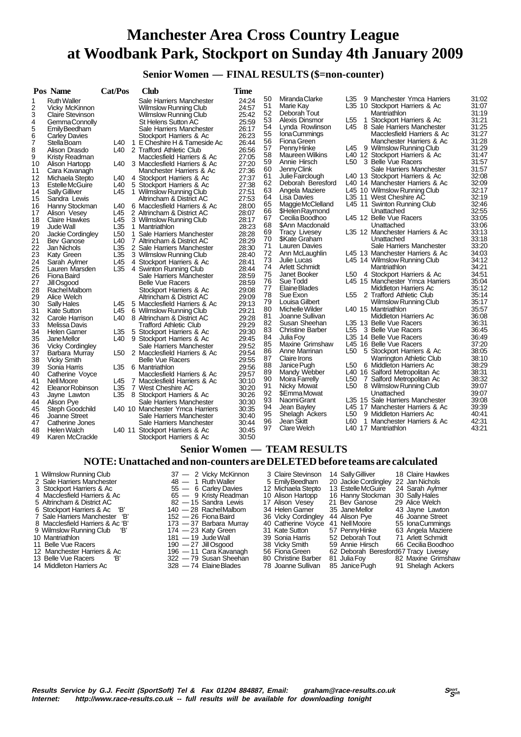# Manchester Area Cross Country League at Woodbank Park, Stockport on Sunday 4th January 2009

## Senior Women — FINAL RESULTS ($=non-counter)

| Pos | Name | Cat/Pos | Club | Time |
|---|---|---|---|---|
| 1 | Ruth Waller | | Sale Harriers Manchester | 24:24 |
| 2 | Vicky McKinnon | | Wilmslow Running Club | 24:57 |
| 3 | Claire Stevinson | | Wilmslow Running Club | 25:42 |
| 4 | Gemma Connolly | | St Helens Sutton AC | 25:59 |
| 5 | Emily Beedham | | Sale Harriers Manchester | 26:17 |
| 6 | Carley Davies | | Stockport Harriers & Ac | 26:23 |
| 7 | Stella Boam | L40 1 | E Cheshire H & Tameside Ac | 26:44 |
| 8 | Alison Drasdo | L40 2 | Trafford Athletic Club | 26:56 |
| 9 | Kristy Readman | | Macclesfield Harriers & Ac | 27:05 |
| 10 | Alison Hartopp | L40 3 | Macclesfield Harriers & Ac | 27:20 |
| 11 | Cara Kavanagh | | Manchester Harriers & Ac | 27:36 |
| 12 | Michaela Stepto | L40 4 | Stockport Harriers & Ac | 27:37 |
| 13 | Estelle McGuire | L40 5 | Stockport Harriers & Ac | 27:38 |
| 14 | Sally Gilliver | L45 1 | Wilmslow Running Club | 27:51 |
| 15 | Sandra Lewis | | Altrincham & District AC | 27:53 |
| 16 | Hanny Stockman | L40 6 | Macclesfield Harriers & Ac | 28:00 |
| 17 | Alison Vesey | L45 2 | Altrincham & District AC | 28:07 |
| 18 | Claire Hawkes | L45 3 | Wilmslow Running Club | 28:17 |
| 19 | Jude Wall | L35 1 | Mantriathlon | 28:23 |
| 20 | Jackie Cordingley | L50 1 | Sale Harriers Manchester | 28:28 |
| 21 | Bev Ganose | L40 7 | Altrincham & District AC | 28:29 |
| 22 | Jan Nichols | L35 2 | Sale Harriers Manchester | 28:30 |
| 23 | Katy Green | L35 3 | Wilmslow Running Club | 28:40 |
| 24 | Sarah Aylmer | L45 4 | Stockport Harriers & Ac | 28:41 |
| 25 | Lauren Marsden | L35 4 | Swinton Running Club | 28:44 |
| 26 | Fiona Baird | | Sale Harriers Manchester | 28:59 |
| 27 | Jill Osgood | | Belle Vue Racers | 28:59 |
| 28 | Rachel Malbom | | Stockport Harriers & Ac | 29:08 |
| 29 | Alice Welch | | Altrincham & District AC | 29:09 |
| 30 | Sally Hales | L45 5 | Macclesfield Harriers & Ac | 29:13 |
| 31 | Kate Sutton | L45 6 | Wilmslow Running Club | 29:21 |
| 32 | Carole Harrison | L40 8 | Altrincham & District AC | 29:28 |
| 33 | Melissa Davis | | Trafford Athletic Club | 29:29 |
| 34 | Helen Garner | L35 5 | Stockport Harriers & Ac | 29:30 |
| 35 | Jane Mellor | L40 9 | Stockport Harriers & Ac | 29:45 |
| 36 | Vicky Cordingley | | Sale Harriers Manchester | 29:52 |
| 37 | Barbara Murray | L50 2 | Macclesfield Harriers & Ac | 29:54 |
| 38 | Vicky Smith | | Belle Vue Racers | 29:55 |
| 39 | Sonia Harris | L35 6 | Mantriathlon | 29:56 |
| 40 | Catherine Voyce | | Macclesfield Harriers & Ac | 29:57 |
| 41 | Nell Moore | L45 7 | Macclesfield Harriers & Ac | 30:10 |
| 42 | Eleanor Robinson | L35 7 | West Cheshire AC | 30:20 |
| 43 | Jayne Lawton | L35 8 | Stockport Harriers & Ac | 30:26 |
| 44 | Alison Pye | | Sale Harriers Manchester | 30:30 |
| 45 | Steph Goodchild | L40 10 | Manchester Ymca Harriers | 30:35 |
| 46 | Joanne Street | | Sale Harriers Manchester | 30:40 |
| 47 | Catherine Jones | | Sale Harriers Manchester | 30:44 |
| 48 | Helen Walch | L40 11 | Stockport Harriers & Ac | 30:45 |
| 49 | Karen McCrackle | | Stockport Harriers & Ac | 30:50 |
| 50 | Miranda Clarke | L35 9 | Manchester Ymca Harriers | 31:02 |
| 51 | Marie Kay | L35 10 | Stockport Harriers & Ac | 31:07 |
| 52 | Deborah Tout | | Mantriathlon | 31:19 |
| 53 | Alexis Dinsmor | L55 1 | Stockport Harriers & Ac | 31:21 |
| 54 | Lynda Rowlinson | L45 8 | Sale Harriers Manchester | 31:25 |
| 55 | Iona Cummings | | Macclesfield Harriers & Ac | 31:27 |
| 56 | Fiona Green | | Manchester Harriers & Ac | 31:28 |
| 57 | Penny Hinke | L45 9 | Wilmslow Running Club | 31:29 |
| 58 | Maureen Wilkins | L40 12 | Stockport Harriers & Ac | 31:47 |
| 59 | Annie Hirsch | L50 3 | Belle Vue Racers | 31:57 |
| 60 | Jenny Clink | | Sale Harriers Manchester | 31:57 |
| 61 | Julie Fairclough | L40 13 | Stockport Harriers & Ac | 32:08 |
| 62 | Deborah Beresford | L40 14 | Manchester Harriers & Ac | 32:09 |
| 63 | Angela Maziere | L45 10 | Wilmslow Running Club | 32:17 |
| 64 | Lisa Davies | L35 11 | West Cheshire AC | 32:19 |
| 65 | Maggie McClelland | L45 11 | Swinton Running Club | 32:46 |
| 66 | $Helen Raymond | | Unattached | 32:55 |
| 67 | Cecilia Boodhoo | L45 12 | Belle Vue Racers | 33:05 |
| 68 | $Ann Macdonald | | Unattached | 33:06 |
| 69 | Tracy Livesey | L35 12 | Manchester Harriers & Ac | 33:13 |
| 70 | $Kate Graham | | Unattached | 33:18 |
| 71 | Lauren Davies | | Sale Harriers Manchester | 33:20 |
| 72 | Ann McLaughlin | L45 13 | Manchester Harriers & Ac | 34:03 |
| 73 | Julie Lucas | L45 14 | Wilmslow Running Club | 34:12 |
| 74 | Arlett Schmidt | | Mantriathlon | 34:21 |
| 75 | Janet Booker | L50 4 | Stockport Harriers & Ac | 34:51 |
| 76 | Sue Todd | L45 15 | Manchester Ymca Harriers | 35:04 |
| 77 | Elaine Blades | | Middleton Harriers Ac | 35:12 |
| 78 | Sue Exon | L55 2 | Trafford Athletic Club | 35:14 |
| 79 | Louisa Gilbert | | Wilmslow Running Club | 35:17 |
| 80 | Michelle Wilder | L40 15 | Mantriathlon | 35:57 |
| 81 | Joanne Sullivan | | Middleton Harriers Ac | 36:08 |
| 82 | Susan Sheehan | L35 13 | Belle Vue Racers | 36:31 |
| 83 | Christine Barber | L55 3 | Belle Vue Racers | 36:45 |
| 84 | Julia Foy | L35 14 | Belle Vue Racers | 36:49 |
| 85 | Maxine Grimshaw | L45 16 | Belle Vue Racers | 37:20 |
| 86 | Anne Marrinan | L50 5 | Stockport Harriers & Ac | 38:05 |
| 87 | Claire Irons | | Warrington Athletic Club | 38:10 |
| 88 | Janice Pugh | L50 6 | Middleton Harriers Ac | 38:29 |
| 89 | Mandy Webber | L40 16 | Salford Metropolitan Ac | 38:31 |
| 90 | Moira Farrelly | L50 7 | Salford Metropolitan Ac | 38:32 |
| 91 | Nicky Mowat | L50 8 | Wilmslow Running Club | 39:07 |
| 92 | $Emma Mowat | | Unattached | 39:07 |
| 93 | Naomi Grant | L35 15 | Sale Harriers Manchester | 39:08 |
| 94 | Jean Bayley | L45 17 | Manchester Harriers & Ac | 39:39 |
| 95 | Shelagh Ackers | L50 9 | Middleton Harriers Ac | 40:41 |
| 96 | Jean Skitt | L60 1 | Manchester Harriers & Ac | 42:31 |
| 97 | Clare Welch | L40 17 | Mantriathlon | 43:21 |

## Senior Women — TEAM RESULTS

### NOTE: Unattached and non-counters are DELETED before teams are calculated

| | | | | | | |
|---|---|---|---|---|---|---|
| 1 Wilmslow Running Club | 37 | 2 Vicky McKinnon | 3 Claire Stevinson | 14 Sally Gilliver | 18 Claire Hawkes |
| 2 Sale Harriers Manchester | 48 | 1 Ruth Waller | 5 Emily Beedham | 20 Jackie Cordingley | 22 Jan Nichols |
| 3 Stockport Harriers & Ac | 55 | 6 Carley Davies | 12 Michaela Stepto | 13 Estelle McGuire | 24 Sarah Aylmer |
| 4 Macclesfield Harriers & Ac | 65 | 9 Kristy Readman | 10 Alison Hartopp | 16 Hanny Stockman | 30 Sally Hales |
| 5 Altrincham & District AC | 82 | 15 Sandra Lewis | 17 Alison Vesey | 21 Bev Ganose | 29 Alice Welch |
| 6 Stockport Harriers & Ac 'B' | 140 | 28 Rachel Malbom | 34 Helen Garner | 35 Jane Mellor | 43 Jayne Lawton |
| 7 Sale Harriers Manchester 'B' | 152 | 26 Fiona Baird | 36 Vicky Cordingley | 44 Alison Pye | 46 Joanne Street |
| 8 Macclesfield Harriers & Ac 'B' | 173 | 37 Barbara Murray | 40 Catherine Voyce | 41 Nell Moore | 55 Iona Cummings |
| 9 Wilmslow Running Club 'B' | 174 | 23 Katy Green | 31 Kate Sutton | 57 Penny Hinke | 63 Angela Maziere |
| 10 Mantriathlon | 181 | 19 Jude Wall | 39 Sonia Harris | 52 Deborah Tout | 71 Arlett Schmidt |
| 11 Belle Vue Racers | 190 | 27 Jill Osgood | 38 Vicky Smith | 59 Annie Hirsch | 66 Cecilia Boodhoo |
| 12 Manchester Harriers & Ac | 196 | 11 Cara Kavanagh | 56 Fiona Green | 62 Deborah Beresford | 67 Tracy Livesey |
| 13 Belle Vue Racers 'B' | 322 | 79 Susan Sheehan | 80 Christine Barber | 81 Julia Foy | 82 Maxine Grimshaw |
| 14 Middleton Harriers Ac | 328 | 74 Elaine Blades | 78 Joanne Sullivan | 85 Janice Pugh | 91 Shelagh Ackers |

*Results Service by G.J. Fecitt (SportSoft) Tel & Fax 01204 884887, Email: graham@race-results.co.uk*
*Internet: http://www.race-results.co.uk -- full results will be available for downloading tonight*